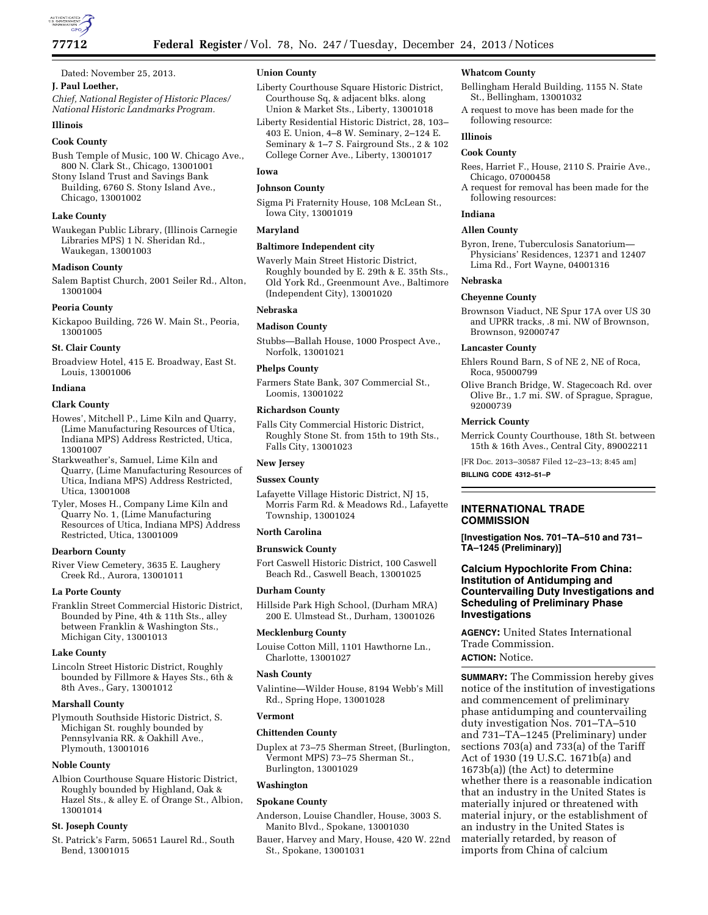Dated: November 25, 2013.

**J. Paul Loether,**

*Chief, National Register of Historic Places/ National Historic Landmarks Program.*

**Illinois**

**Cook County**

Bush Temple of Music, 100 W. Chicago Ave., 800 N. Clark St., Chicago, 13001001

Stony Island Trust and Savings Bank Building, 6760 S. Stony Island Ave., Chicago, 13001002

**Lake County**

Waukegan Public Library, (Illinois Carnegie Libraries MPS) 1 N. Sheridan Rd., Waukegan, 13001003

**Madison County**

Salem Baptist Church, 2001 Seiler Rd., Alton, 13001004

**Peoria County**

Kickapoo Building, 726 W. Main St., Peoria, 13001005

**St. Clair County**

Broadview Hotel, 415 E. Broadway, East St. Louis, 13001006

**Indiana**

**Clark County**

Howes', Mitchell P., Lime Kiln and Quarry, (Lime Manufacturing Resources of Utica, Indiana MPS) Address Restricted, Utica, 13001007

Starkweather's, Samuel, Lime Kiln and Quarry, (Lime Manufacturing Resources of Utica, Indiana MPS) Address Restricted, Utica, 13001008

Tyler, Moses H., Company Lime Kiln and Quarry No. 1, (Lime Manufacturing Resources of Utica, Indiana MPS) Address Restricted, Utica, 13001009

**Dearborn County**

River View Cemetery, 3635 E. Laughery Creek Rd., Aurora, 13001011

**La Porte County**

Franklin Street Commercial Historic District, Bounded by Pine, 4th & 11th Sts., alley between Franklin & Washington Sts., Michigan City, 13001013

**Lake County**

Lincoln Street Historic District, Roughly bounded by Fillmore & Hayes Sts., 6th & 8th Aves., Gary, 13001012

**Marshall County**

Plymouth Southside Historic District, S. Michigan St. roughly bounded by Pennsylvania RR. & Oakhill Ave., Plymouth, 13001016

**Noble County**

Albion Courthouse Square Historic District, Roughly bounded by Highland, Oak & Hazel Sts., & alley E. of Orange St., Albion, 13001014

**St. Joseph County**

St. Patrick's Farm, 50651 Laurel Rd., South Bend, 13001015

**Union County**

Liberty Courthouse Square Historic District, Courthouse Sq, & adjacent blks. along Union & Market Sts., Liberty, 13001018

Liberty Residential Historic District, 28, 103–403 E. Union, 4–8 W. Seminary, 2–124 E. Seminary & 1–7 S. Fairground Sts., 2 & 102 College Corner Ave., Liberty, 13001017

**Iowa**

**Johnson County**

Sigma Pi Fraternity House, 108 McLean St., Iowa City, 13001019

**Maryland**

**Baltimore Independent city**

Waverly Main Street Historic District, Roughly bounded by E. 29th & E. 35th Sts., Old York Rd., Greenmount Ave., Baltimore (Independent City), 13001020

**Nebraska**

**Madison County**

Stubbs—Ballah House, 1000 Prospect Ave., Norfolk, 13001021

**Phelps County**

Farmers State Bank, 307 Commercial St., Loomis, 13001022

**Richardson County**

Falls City Commercial Historic District, Roughly Stone St. from 15th to 19th Sts., Falls City, 13001023

**New Jersey**

**Sussex County**

Lafayette Village Historic District, NJ 15, Morris Farm Rd. & Meadows Rd., Lafayette Township, 13001024

**North Carolina**

**Brunswick County**

Fort Caswell Historic District, 100 Caswell Beach Rd., Caswell Beach, 13001025

**Durham County**

Hillside Park High School, (Durham MRA) 200 E. Ulmstead St., Durham, 13001026

**Mecklenburg County**

Louise Cotton Mill, 1101 Hawthorne Ln., Charlotte, 13001027

**Nash County**

Valintine—Wilder House, 8194 Webb's Mill Rd., Spring Hope, 13001028

**Vermont**

**Chittenden County**

Duplex at 73–75 Sherman Street, (Burlington, Vermont MPS) 73–75 Sherman St., Burlington, 13001029

**Washington**

**Spokane County**

Anderson, Louise Chandler, House, 3003 S. Manito Blvd., Spokane, 13001030

Bauer, Harvey and Mary, House, 420 W. 22nd St., Spokane, 13001031

**Whatcom County**

Bellingham Herald Building, 1155 N. State St., Bellingham, 13001032

A request to move has been made for the following resource:

**Illinois**

**Cook County**

Rees, Harriet F., House, 2110 S. Prairie Ave., Chicago, 07000458

A request for removal has been made for the following resources:

**Indiana**

**Allen County**

Byron, Irene, Tuberculosis Sanatorium—Physicians' Residences, 12371 and 12407 Lima Rd., Fort Wayne, 04001316

**Nebraska**

**Cheyenne County**

Brownson Viaduct, NE Spur 17A over US 30 and UPRR tracks, .8 mi. NW of Brownson, Brownson, 92000747

**Lancaster County**

Ehlers Round Barn, S of NE 2, NE of Roca, Roca, 95000799

Olive Branch Bridge, W. Stagecoach Rd. over Olive Br., 1.7 mi. SW. of Sprague, Sprague, 92000739

**Merrick County**

Merrick County Courthouse, 18th St. between 15th & 16th Aves., Central City, 89002211

[FR Doc. 2013–30587 Filed 12–23–13; 8:45 am]

**BILLING CODE 4312–51–P**

---

## INTERNATIONAL TRADE COMMISSION

**[Investigation Nos. 701–TA–510 and 731–TA–1245 (Preliminary)]**

### Calcium Hypochlorite From China: Institution of Antidumping and Countervailing Duty Investigations and Scheduling of Preliminary Phase Investigations

**AGENCY:** United States International Trade Commission.

**ACTION:** Notice.

**SUMMARY:** The Commission hereby gives notice of the institution of investigations and commencement of preliminary phase antidumping and countervailing duty investigation Nos. 701–TA–510 and 731–TA–1245 (Preliminary) under sections 703(a) and 733(a) of the Tariff Act of 1930 (19 U.S.C. 1671b(a) and 1673b(a)) (the Act) to determine whether there is a reasonable indication that an industry in the United States is materially injured or threatened with material injury, or the establishment of an industry in the United States is materially retarded, by reason of imports from China of calcium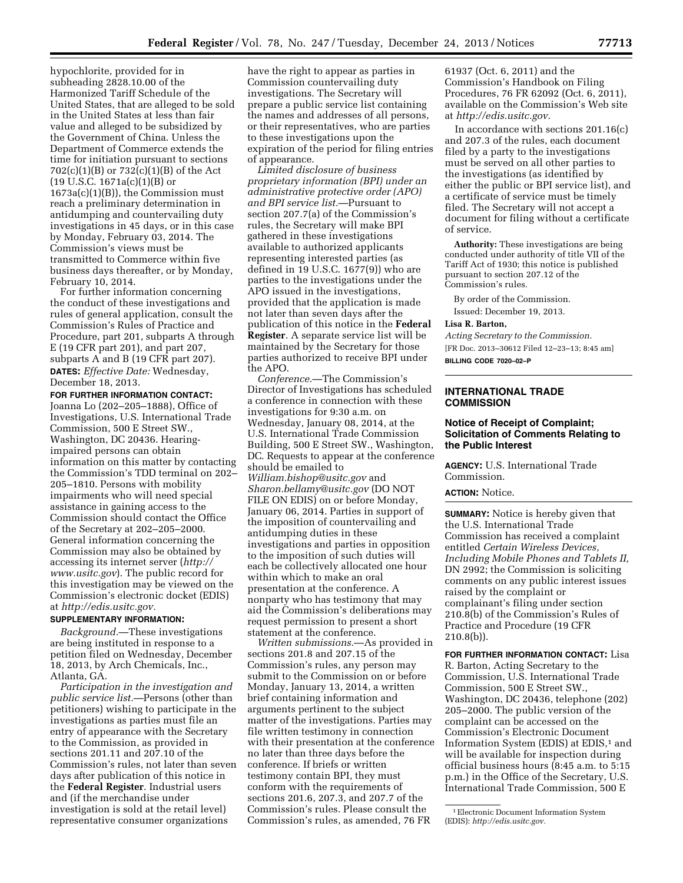hypochlorite, provided for in subheading 2828.10.00 of the Harmonized Tariff Schedule of the United States, that are alleged to be sold in the United States at less than fair value and alleged to be subsidized by the Government of China. Unless the Department of Commerce extends the time for initiation pursuant to sections 702(c)(1)(B) or 732(c)(1)(B) of the Act (19 U.S.C. 1671a(c)(1)(B) or 1673a(c)(1)(B)), the Commission must reach a preliminary determination in antidumping and countervailing duty investigations in 45 days, or in this case by Monday, February 03, 2014. The Commission's views must be transmitted to Commerce within five business days thereafter, or by Monday, February 10, 2014.

For further information concerning the conduct of these investigations and rules of general application, consult the Commission's Rules of Practice and Procedure, part 201, subparts A through E (19 CFR part 201), and part 207, subparts A and B (19 CFR part 207).

**DATES:** *Effective Date:* Wednesday, December 18, 2013.

**FOR FURTHER INFORMATION CONTACT:** Joanna Lo (202–205–1888), Office of Investigations, U.S. International Trade Commission, 500 E Street SW., Washington, DC 20436. Hearing-impaired persons can obtain information on this matter by contacting the Commission's TDD terminal on 202–205–1810. Persons with mobility impairments who will need special assistance in gaining access to the Commission should contact the Office of the Secretary at 202–205–2000. General information concerning the Commission may also be obtained by accessing its internet server (*http://www.usitc.gov*). The public record for this investigation may be viewed on the Commission's electronic docket (EDIS) at *http://edis.usitc.gov.*

**SUPPLEMENTARY INFORMATION:**

*Background.*—These investigations are being instituted in response to a petition filed on Wednesday, December 18, 2013, by Arch Chemicals, Inc., Atlanta, GA.

*Participation in the investigation and public service list.*—Persons (other than petitioners) wishing to participate in the investigations as parties must file an entry of appearance with the Secretary to the Commission, as provided in sections 201.11 and 207.10 of the Commission's rules, not later than seven days after publication of this notice in the **Federal Register**. Industrial users and (if the merchandise under investigation is sold at the retail level) representative consumer organizations have the right to appear as parties in Commission countervailing duty investigations. The Secretary will prepare a public service list containing the names and addresses of all persons, or their representatives, who are parties to these investigations upon the expiration of the period for filing entries of appearance.

*Limited disclosure of business proprietary information (BPI) under an administrative protective order (APO) and BPI service list.*—Pursuant to section 207.7(a) of the Commission's rules, the Secretary will make BPI gathered in these investigations available to authorized applicants representing interested parties (as defined in 19 U.S.C. 1677(9)) who are parties to the investigations under the APO issued in the investigations, provided that the application is made not later than seven days after the publication of this notice in the **Federal Register**. A separate service list will be maintained by the Secretary for those parties authorized to receive BPI under the APO.

*Conference.*—The Commission's Director of Investigations has scheduled a conference in connection with these investigations for 9:30 a.m. on Wednesday, January 08, 2014, at the U.S. International Trade Commission Building, 500 E Street SW., Washington, DC. Requests to appear at the conference should be emailed to *William.bishop@usitc.gov* and *Sharon.bellamy@usitc.gov* (DO NOT FILE ON EDIS) on or before Monday, January 06, 2014. Parties in support of the imposition of countervailing and antidumping duties in these investigations and parties in opposition to the imposition of such duties will each be collectively allocated one hour within which to make an oral presentation at the conference. A nonparty who has testimony that may aid the Commission's deliberations may request permission to present a short statement at the conference.

*Written submissions.*—As provided in sections 201.8 and 207.15 of the Commission's rules, any person may submit to the Commission on or before Monday, January 13, 2014, a written brief containing information and arguments pertinent to the subject matter of the investigations. Parties may file written testimony in connection with their presentation at the conference no later than three days before the conference. If briefs or written testimony contain BPI, they must conform with the requirements of sections 201.6, 207.3, and 207.7 of the Commission's rules. Please consult the Commission's rules, as amended, 76 FR 61937 (Oct. 6, 2011) and the Commission's Handbook on Filing Procedures, 76 FR 62092 (Oct. 6, 2011), available on the Commission's Web site at *http://edis.usitc.gov.*

In accordance with sections 201.16(c) and 207.3 of the rules, each document filed by a party to the investigations must be served on all other parties to the investigations (as identified by either the public or BPI service list), and a certificate of service must be timely filed. The Secretary will not accept a document for filing without a certificate of service.

**Authority:** These investigations are being conducted under authority of title VII of the Tariff Act of 1930; this notice is published pursuant to section 207.12 of the Commission's rules.

By order of the Commission.

Issued: December 19, 2013.

**Lisa R. Barton,**

*Acting Secretary to the Commission.*

[FR Doc. 2013–30612 Filed 12–23–13; 8:45 am]

**BILLING CODE 7020–02–P**

## INTERNATIONAL TRADE COMMISSION

### Notice of Receipt of Complaint; Solicitation of Comments Relating to the Public Interest

**AGENCY:** U.S. International Trade Commission.

**ACTION:** Notice.

**SUMMARY:** Notice is hereby given that the U.S. International Trade Commission has received a complaint entitled *Certain Wireless Devices, Including Mobile Phones and Tablets II,* DN 2992; the Commission is soliciting comments on any public interest issues raised by the complaint or complainant's filing under section 210.8(b) of the Commission's Rules of Practice and Procedure (19 CFR 210.8(b)).

**FOR FURTHER INFORMATION CONTACT:** Lisa R. Barton, Acting Secretary to the Commission, U.S. International Trade Commission, 500 E Street SW., Washington, DC 20436, telephone (202) 205–2000. The public version of the complaint can be accessed on the Commission's Electronic Document Information System (EDIS) at EDIS,[1] and will be available for inspection during official business hours (8:45 a.m. to 5:15 p.m.) in the Office of the Secretary, U.S. International Trade Commission, 500 E

[1] Electronic Document Information System (EDIS): *http://edis.usitc.gov.*